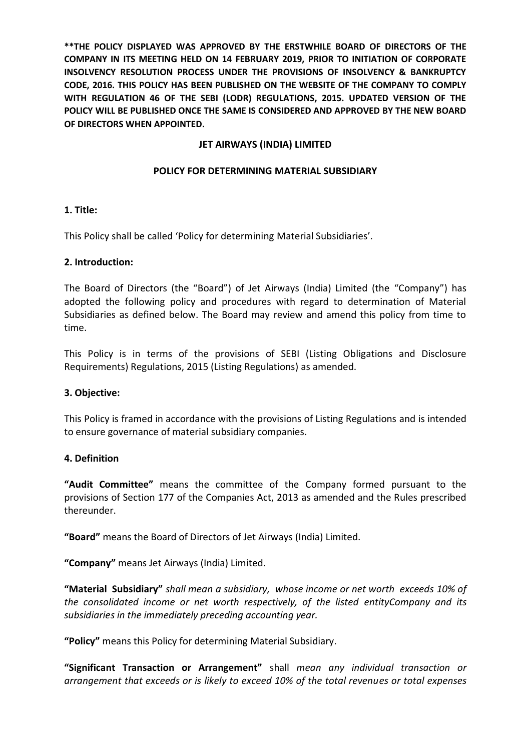**\*\*THE POLICY DISPLAYED WAS APPROVED BY THE ERSTWHILE BOARD OF DIRECTORS OF THE COMPANY IN ITS MEETING HELD ON 14 FEBRUARY 2019, PRIOR TO INITIATION OF CORPORATE INSOLVENCY RESOLUTION PROCESS UNDER THE PROVISIONS OF INSOLVENCY & BANKRUPTCY CODE, 2016. THIS POLICY HAS BEEN PUBLISHED ON THE WEBSITE OF THE COMPANY TO COMPLY WITH REGULATION 46 OF THE SEBI (LODR) REGULATIONS, 2015. UPDATED VERSION OF THE POLICY WILL BE PUBLISHED ONCE THE SAME IS CONSIDERED AND APPROVED BY THE NEW BOARD OF DIRECTORS WHEN APPOINTED.**

**JET AIRWAYS (INDIA) LIMITED**

**POLICY FOR DETERMINING MATERIAL SUBSIDIARY**

**1. Title:**

This Policy shall be called 'Policy for determining Material Subsidiaries'.

**2. Introduction:**

The Board of Directors (the "Board") of Jet Airways (India) Limited (the "Company") has adopted the following policy and procedures with regard to determination of Material Subsidiaries as defined below. The Board may review and amend this policy from time to time.

This Policy is in terms of the provisions of SEBI (Listing Obligations and Disclosure Requirements) Regulations, 2015 (Listing Regulations) as amended.

**3. Objective:**

This Policy is framed in accordance with the provisions of Listing Regulations and is intended to ensure governance of material subsidiary companies.

**4. Definition**

**"Audit Committee"** means the committee of the Company formed pursuant to the provisions of Section 177 of the Companies Act, 2013 as amended and the Rules prescribed thereunder.

**"Board"** means the Board of Directors of Jet Airways (India) Limited.

**"Company"** means Jet Airways (India) Limited.

**"Material Subsidiary"** *shall mean a subsidiary, whose income or net worth exceeds 10% of the consolidated income or net worth respectively, of the listed entityCompany and its subsidiaries in the immediately preceding accounting year.*

**"Policy"** means this Policy for determining Material Subsidiary.

**"Significant Transaction or Arrangement"** shall *mean any individual transaction or arrangement that exceeds or is likely to exceed 10% of the total revenues or total expenses*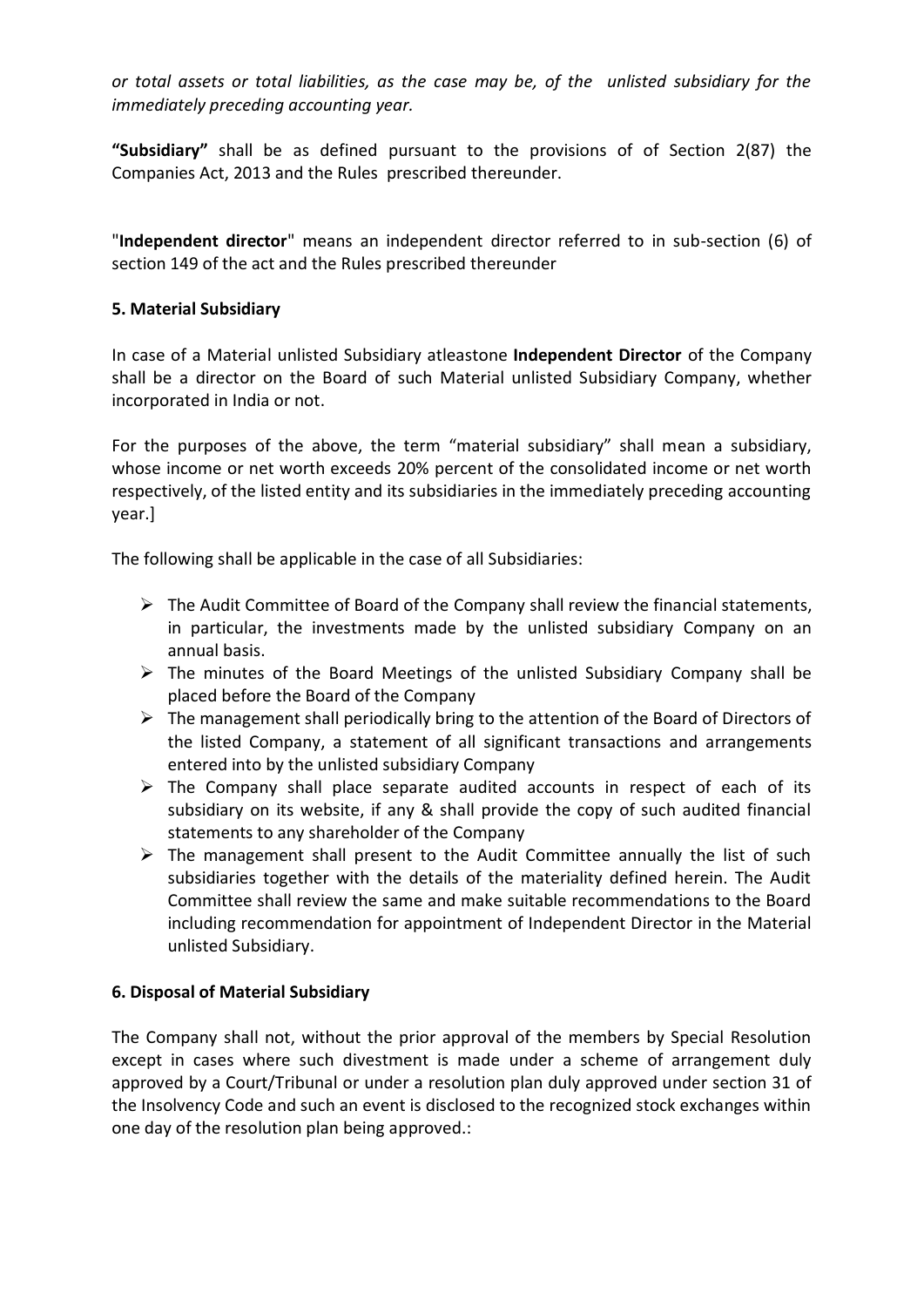*or total assets or total liabilities, as the case may be, of the unlisted subsidiary for the immediately preceding accounting year.*

**"Subsidiary"** shall be as defined pursuant to the provisions of of Section 2(87) the Companies Act, 2013 and the Rules prescribed thereunder.

"**Independent director**" means an independent director referred to in sub-section (6) of section 149 of the act and the Rules prescribed thereunder

### 5. Material Subsidiary

In case of a Material unlisted Subsidiary atleastone **Independent Director** of the Company shall be a director on the Board of such Material unlisted Subsidiary Company, whether incorporated in India or not.

For the purposes of the above, the term "material subsidiary" shall mean a subsidiary, whose income or net worth exceeds 20% percent of the consolidated income or net worth respectively, of the listed entity and its subsidiaries in the immediately preceding accounting year.]

The following shall be applicable in the case of all Subsidiaries:

- The Audit Committee of Board of the Company shall review the financial statements, in particular, the investments made by the unlisted subsidiary Company on an annual basis.
- The minutes of the Board Meetings of the unlisted Subsidiary Company shall be placed before the Board of the Company
- The management shall periodically bring to the attention of the Board of Directors of the listed Company, a statement of all significant transactions and arrangements entered into by the unlisted subsidiary Company
- The Company shall place separate audited accounts in respect of each of its subsidiary on its website, if any & shall provide the copy of such audited financial statements to any shareholder of the Company
- The management shall present to the Audit Committee annually the list of such subsidiaries together with the details of the materiality defined herein. The Audit Committee shall review the same and make suitable recommendations to the Board including recommendation for appointment of Independent Director in the Material unlisted Subsidiary.

### 6. Disposal of Material Subsidiary

The Company shall not, without the prior approval of the members by Special Resolution except in cases where such divestment is made under a scheme of arrangement duly approved by a Court/Tribunal or under a resolution plan duly approved under section 31 of the Insolvency Code and such an event is disclosed to the recognized stock exchanges within one day of the resolution plan being approved.: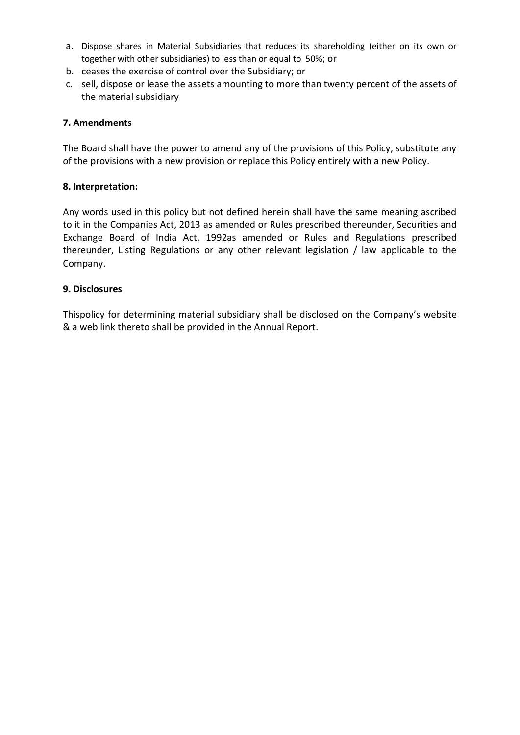a. Dispose shares in Material Subsidiaries that reduces its shareholding (either on its own or together with other subsidiaries) to less than or equal to 50%; or
b. ceases the exercise of control over the Subsidiary; or
c. sell, dispose or lease the assets amounting to more than twenty percent of the assets of the material subsidiary

**7. Amendments**

The Board shall have the power to amend any of the provisions of this Policy, substitute any of the provisions with a new provision or replace this Policy entirely with a new Policy.

**8. Interpretation:**

Any words used in this policy but not defined herein shall have the same meaning ascribed to it in the Companies Act, 2013 as amended or Rules prescribed thereunder, Securities and Exchange Board of India Act, 1992as amended or Rules and Regulations prescribed thereunder, Listing Regulations or any other relevant legislation / law applicable to the Company.

**9. Disclosures**

Thispolicy for determining material subsidiary shall be disclosed on the Company's website & a web link thereto shall be provided in the Annual Report.